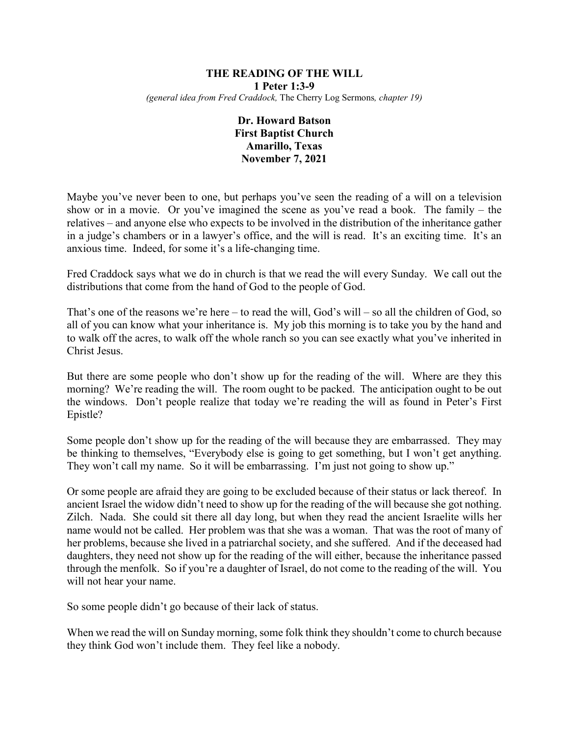# THE READING OF THE WILL

**1 Peter 1:3-9**

*(general idea from Fred Craddock,* The Cherry Log Sermons*, chapter 19)*

**Dr. Howard Batson**
**First Baptist Church**
**Amarillo, Texas**
**November 7, 2021**

Maybe you've never been to one, but perhaps you've seen the reading of a will on a television show or in a movie. Or you've imagined the scene as you've read a book. The family – the relatives – and anyone else who expects to be involved in the distribution of the inheritance gather in a judge's chambers or in a lawyer's office, and the will is read. It's an exciting time. It's an anxious time. Indeed, for some it's a life-changing time.

Fred Craddock says what we do in church is that we read the will every Sunday. We call out the distributions that come from the hand of God to the people of God.

That's one of the reasons we're here – to read the will, God's will – so all the children of God, so all of you can know what your inheritance is. My job this morning is to take you by the hand and to walk off the acres, to walk off the whole ranch so you can see exactly what you've inherited in Christ Jesus.

But there are some people who don't show up for the reading of the will. Where are they this morning? We're reading the will. The room ought to be packed. The anticipation ought to be out the windows. Don't people realize that today we're reading the will as found in Peter's First Epistle?

Some people don't show up for the reading of the will because they are embarrassed. They may be thinking to themselves, "Everybody else is going to get something, but I won't get anything. They won't call my name. So it will be embarrassing. I'm just not going to show up."

Or some people are afraid they are going to be excluded because of their status or lack thereof. In ancient Israel the widow didn't need to show up for the reading of the will because she got nothing. Zilch. Nada. She could sit there all day long, but when they read the ancient Israelite wills her name would not be called. Her problem was that she was a woman. That was the root of many of her problems, because she lived in a patriarchal society, and she suffered. And if the deceased had daughters, they need not show up for the reading of the will either, because the inheritance passed through the menfolk. So if you're a daughter of Israel, do not come to the reading of the will. You will not hear your name.

So some people didn't go because of their lack of status.

When we read the will on Sunday morning, some folk think they shouldn't come to church because they think God won't include them. They feel like a nobody.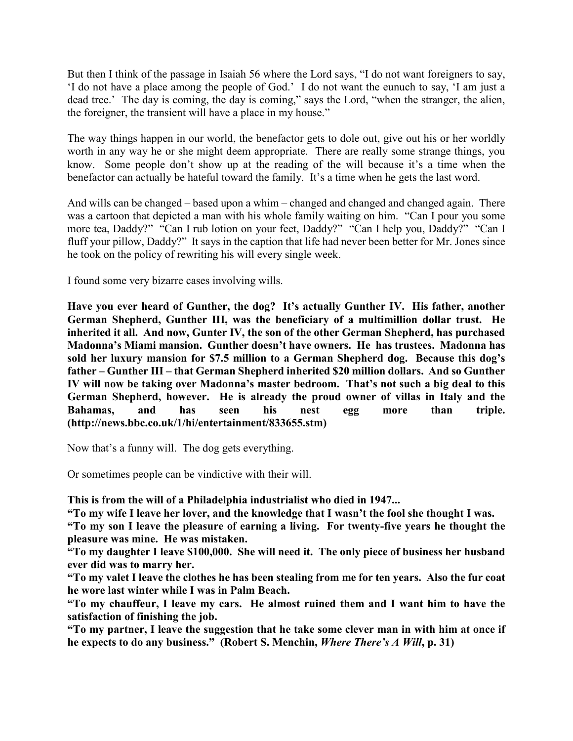But then I think of the passage in Isaiah 56 where the Lord says, "I do not want foreigners to say, 'I do not have a place among the people of God.' I do not want the eunuch to say, 'I am just a dead tree.' The day is coming, the day is coming," says the Lord, "when the stranger, the alien, the foreigner, the transient will have a place in my house."

The way things happen in our world, the benefactor gets to dole out, give out his or her worldly worth in any way he or she might deem appropriate. There are really some strange things, you know. Some people don't show up at the reading of the will because it's a time when the benefactor can actually be hateful toward the family. It's a time when he gets the last word.

And wills can be changed – based upon a whim – changed and changed and changed again. There was a cartoon that depicted a man with his whole family waiting on him. "Can I pour you some more tea, Daddy?" "Can I rub lotion on your feet, Daddy?" "Can I help you, Daddy?" "Can I fluff your pillow, Daddy?" It says in the caption that life had never been better for Mr. Jones since he took on the policy of rewriting his will every single week.

I found some very bizarre cases involving wills.

**Have you ever heard of Gunther, the dog? It's actually Gunther IV. His father, another German Shepherd, Gunther III, was the beneficiary of a multimillion dollar trust. He inherited it all. And now, Gunter IV, the son of the other German Shepherd, has purchased Madonna's Miami mansion. Gunther doesn't have owners. He has trustees. Madonna has sold her luxury mansion for $7.5 million to a German Shepherd dog. Because this dog's father – Gunther III – that German Shepherd inherited $20 million dollars. And so Gunther IV will now be taking over Madonna's master bedroom. That's not such a big deal to this German Shepherd, however. He is already the proud owner of villas in Italy and the Bahamas, and has seen his nest egg more than triple. (http://news.bbc.co.uk/1/hi/entertainment/833655.stm)**

Now that's a funny will. The dog gets everything.

Or sometimes people can be vindictive with their will.

**This is from the will of a Philadelphia industrialist who died in 1947...**

**"To my wife I leave her lover, and the knowledge that I wasn't the fool she thought I was.**

**"To my son I leave the pleasure of earning a living. For twenty-five years he thought the pleasure was mine. He was mistaken.**

**"To my daughter I leave $100,000. She will need it. The only piece of business her husband ever did was to marry her.**

**"To my valet I leave the clothes he has been stealing from me for ten years. Also the fur coat he wore last winter while I was in Palm Beach.**

**"To my chauffeur, I leave my cars. He almost ruined them and I want him to have the satisfaction of finishing the job.**

**"To my partner, I leave the suggestion that he take some clever man in with him at once if he expects to do any business." (Robert S. Menchin, *Where There's A Will*, p. 31)**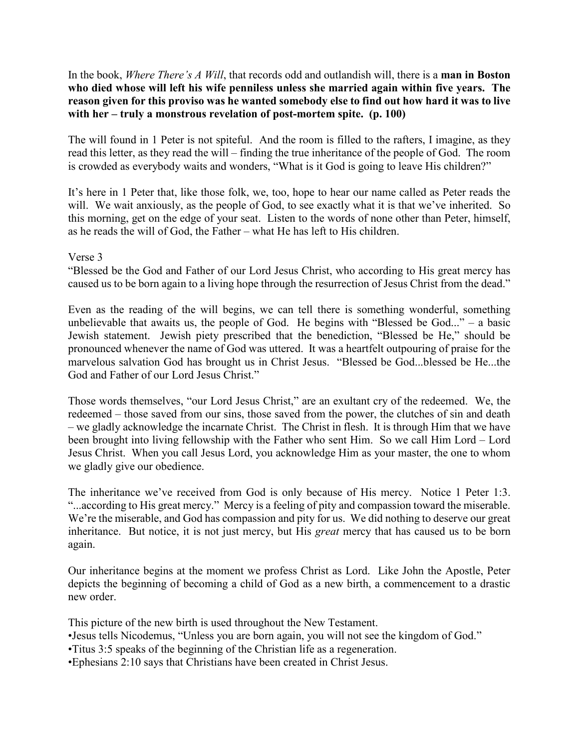In the book, *Where There's A Will*, that records odd and outlandish will, there is a **man in Boston who died whose will left his wife penniless unless she married again within five years. The reason given for this proviso was he wanted somebody else to find out how hard it was to live with her – truly a monstrous revelation of post-mortem spite. (p. 100)**

The will found in 1 Peter is not spiteful. And the room is filled to the rafters, I imagine, as they read this letter, as they read the will – finding the true inheritance of the people of God. The room is crowded as everybody waits and wonders, "What is it God is going to leave His children?"

It's here in 1 Peter that, like those folk, we, too, hope to hear our name called as Peter reads the will. We wait anxiously, as the people of God, to see exactly what it is that we've inherited. So this morning, get on the edge of your seat. Listen to the words of none other than Peter, himself, as he reads the will of God, the Father – what He has left to His children.

Verse 3
"Blessed be the God and Father of our Lord Jesus Christ, who according to His great mercy has caused us to be born again to a living hope through the resurrection of Jesus Christ from the dead."

Even as the reading of the will begins, we can tell there is something wonderful, something unbelievable that awaits us, the people of God. He begins with "Blessed be God..." – a basic Jewish statement. Jewish piety prescribed that the benediction, "Blessed be He," should be pronounced whenever the name of God was uttered. It was a heartfelt outpouring of praise for the marvelous salvation God has brought us in Christ Jesus. "Blessed be God...blessed be He...the God and Father of our Lord Jesus Christ."

Those words themselves, "our Lord Jesus Christ," are an exultant cry of the redeemed. We, the redeemed – those saved from our sins, those saved from the power, the clutches of sin and death – we gladly acknowledge the incarnate Christ. The Christ in flesh. It is through Him that we have been brought into living fellowship with the Father who sent Him. So we call Him Lord – Lord Jesus Christ. When you call Jesus Lord, you acknowledge Him as your master, the one to whom we gladly give our obedience.

The inheritance we've received from God is only because of His mercy. Notice 1 Peter 1:3. "...according to His great mercy." Mercy is a feeling of pity and compassion toward the miserable. We're the miserable, and God has compassion and pity for us. We did nothing to deserve our great inheritance. But notice, it is not just mercy, but His *great* mercy that has caused us to be born again.

Our inheritance begins at the moment we profess Christ as Lord. Like John the Apostle, Peter depicts the beginning of becoming a child of God as a new birth, a commencement to a drastic new order.

This picture of the new birth is used throughout the New Testament.
- Jesus tells Nicodemus, "Unless you are born again, you will not see the kingdom of God."
- Titus 3:5 speaks of the beginning of the Christian life as a regeneration.
- Ephesians 2:10 says that Christians have been created in Christ Jesus.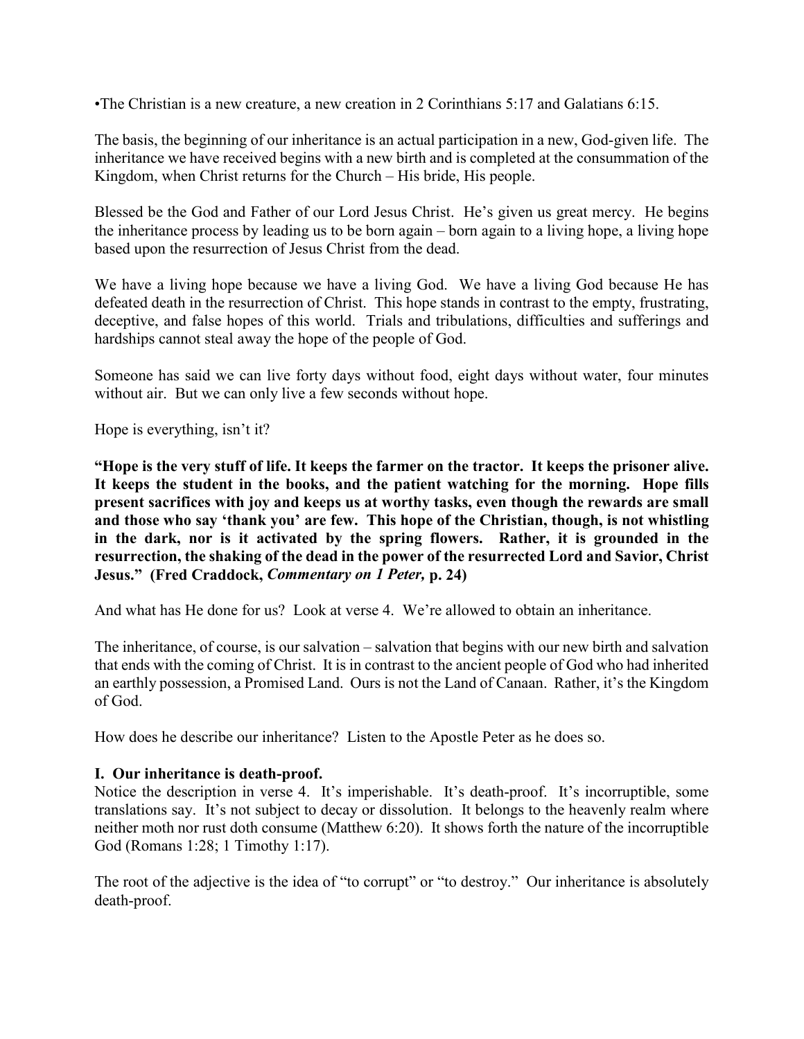•The Christian is a new creature, a new creation in 2 Corinthians 5:17 and Galatians 6:15.

The basis, the beginning of our inheritance is an actual participation in a new, God-given life. The inheritance we have received begins with a new birth and is completed at the consummation of the Kingdom, when Christ returns for the Church – His bride, His people.

Blessed be the God and Father of our Lord Jesus Christ. He's given us great mercy. He begins the inheritance process by leading us to be born again – born again to a living hope, a living hope based upon the resurrection of Jesus Christ from the dead.

We have a living hope because we have a living God. We have a living God because He has defeated death in the resurrection of Christ. This hope stands in contrast to the empty, frustrating, deceptive, and false hopes of this world. Trials and tribulations, difficulties and sufferings and hardships cannot steal away the hope of the people of God.

Someone has said we can live forty days without food, eight days without water, four minutes without air. But we can only live a few seconds without hope.

Hope is everything, isn't it?

**"Hope is the very stuff of life. It keeps the farmer on the tractor. It keeps the prisoner alive. It keeps the student in the books, and the patient watching for the morning. Hope fills present sacrifices with joy and keeps us at worthy tasks, even though the rewards are small and those who say 'thank you' are few. This hope of the Christian, though, is not whistling in the dark, nor is it activated by the spring flowers. Rather, it is grounded in the resurrection, the shaking of the dead in the power of the resurrected Lord and Savior, Christ Jesus." (Fred Craddock, *Commentary on 1 Peter,* p. 24)**

And what has He done for us? Look at verse 4. We're allowed to obtain an inheritance.

The inheritance, of course, is our salvation – salvation that begins with our new birth and salvation that ends with the coming of Christ. It is in contrast to the ancient people of God who had inherited an earthly possession, a Promised Land. Ours is not the Land of Canaan. Rather, it's the Kingdom of God.

How does he describe our inheritance? Listen to the Apostle Peter as he does so.

**I. Our inheritance is death-proof.**

Notice the description in verse 4. It's imperishable. It's death-proof. It's incorruptible, some translations say. It's not subject to decay or dissolution. It belongs to the heavenly realm where neither moth nor rust doth consume (Matthew 6:20). It shows forth the nature of the incorruptible God (Romans 1:28; 1 Timothy 1:17).

The root of the adjective is the idea of "to corrupt" or "to destroy." Our inheritance is absolutely death-proof.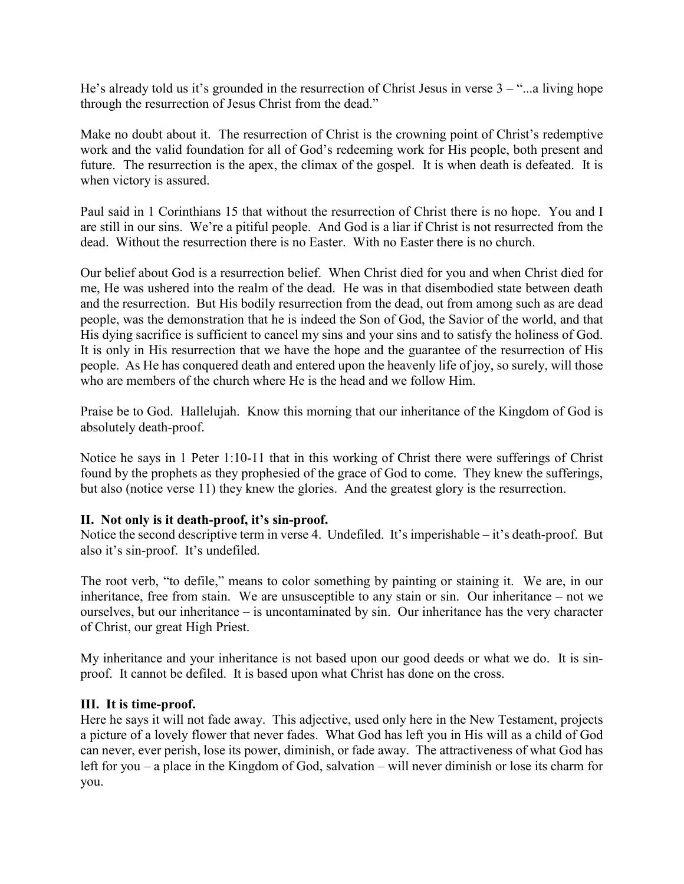He's already told us it's grounded in the resurrection of Christ Jesus in verse 3 – "...a living hope through the resurrection of Jesus Christ from the dead."

Make no doubt about it. The resurrection of Christ is the crowning point of Christ's redemptive work and the valid foundation for all of God's redeeming work for His people, both present and future. The resurrection is the apex, the climax of the gospel. It is when death is defeated. It is when victory is assured.

Paul said in 1 Corinthians 15 that without the resurrection of Christ there is no hope. You and I are still in our sins. We're a pitiful people. And God is a liar if Christ is not resurrected from the dead. Without the resurrection there is no Easter. With no Easter there is no church.

Our belief about God is a resurrection belief. When Christ died for you and when Christ died for me, He was ushered into the realm of the dead. He was in that disembodied state between death and the resurrection. But His bodily resurrection from the dead, out from among such as are dead people, was the demonstration that he is indeed the Son of God, the Savior of the world, and that His dying sacrifice is sufficient to cancel my sins and your sins and to satisfy the holiness of God. It is only in His resurrection that we have the hope and the guarantee of the resurrection of His people. As He has conquered death and entered upon the heavenly life of joy, so surely, will those who are members of the church where He is the head and we follow Him.

Praise be to God. Hallelujah. Know this morning that our inheritance of the Kingdom of God is absolutely death-proof.

Notice he says in 1 Peter 1:10-11 that in this working of Christ there were sufferings of Christ found by the prophets as they prophesied of the grace of God to come. They knew the sufferings, but also (notice verse 11) they knew the glories. And the greatest glory is the resurrection.

**II. Not only is it death-proof, it's sin-proof.**
Notice the second descriptive term in verse 4. Undefiled. It's imperishable – it's death-proof. But also it's sin-proof. It's undefiled.

The root verb, "to defile," means to color something by painting or staining it. We are, in our inheritance, free from stain. We are unsusceptible to any stain or sin. Our inheritance – not we ourselves, but our inheritance – is uncontaminated by sin. Our inheritance has the very character of Christ, our great High Priest.

My inheritance and your inheritance is not based upon our good deeds or what we do. It is sin-proof. It cannot be defiled. It is based upon what Christ has done on the cross.

**III. It is time-proof.**
Here he says it will not fade away. This adjective, used only here in the New Testament, projects a picture of a lovely flower that never fades. What God has left you in His will as a child of God can never, ever perish, lose its power, diminish, or fade away. The attractiveness of what God has left for you – a place in the Kingdom of God, salvation – will never diminish or lose its charm for you.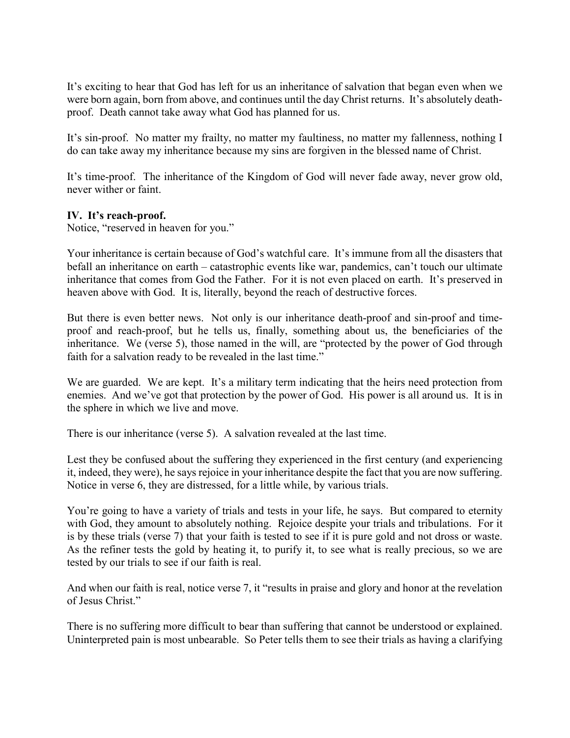It's exciting to hear that God has left for us an inheritance of salvation that began even when we were born again, born from above, and continues until the day Christ returns. It's absolutely death-proof. Death cannot take away what God has planned for us.

It's sin-proof. No matter my frailty, no matter my faultiness, no matter my fallenness, nothing I do can take away my inheritance because my sins are forgiven in the blessed name of Christ.

It's time-proof. The inheritance of the Kingdom of God will never fade away, never grow old, never wither or faint.

**IV. It's reach-proof.**
Notice, "reserved in heaven for you."

Your inheritance is certain because of God's watchful care. It's immune from all the disasters that befall an inheritance on earth – catastrophic events like war, pandemics, can't touch our ultimate inheritance that comes from God the Father. For it is not even placed on earth. It's preserved in heaven above with God. It is, literally, beyond the reach of destructive forces.

But there is even better news. Not only is our inheritance death-proof and sin-proof and time-proof and reach-proof, but he tells us, finally, something about us, the beneficiaries of the inheritance. We (verse 5), those named in the will, are "protected by the power of God through faith for a salvation ready to be revealed in the last time."

We are guarded. We are kept. It's a military term indicating that the heirs need protection from enemies. And we've got that protection by the power of God. His power is all around us. It is in the sphere in which we live and move.

There is our inheritance (verse 5). A salvation revealed at the last time.

Lest they be confused about the suffering they experienced in the first century (and experiencing it, indeed, they were), he says rejoice in your inheritance despite the fact that you are now suffering. Notice in verse 6, they are distressed, for a little while, by various trials.

You're going to have a variety of trials and tests in your life, he says. But compared to eternity with God, they amount to absolutely nothing. Rejoice despite your trials and tribulations. For it is by these trials (verse 7) that your faith is tested to see if it is pure gold and not dross or waste. As the refiner tests the gold by heating it, to purify it, to see what is really precious, so we are tested by our trials to see if our faith is real.

And when our faith is real, notice verse 7, it "results in praise and glory and honor at the revelation of Jesus Christ."

There is no suffering more difficult to bear than suffering that cannot be understood or explained. Uninterpreted pain is most unbearable. So Peter tells them to see their trials as having a clarifying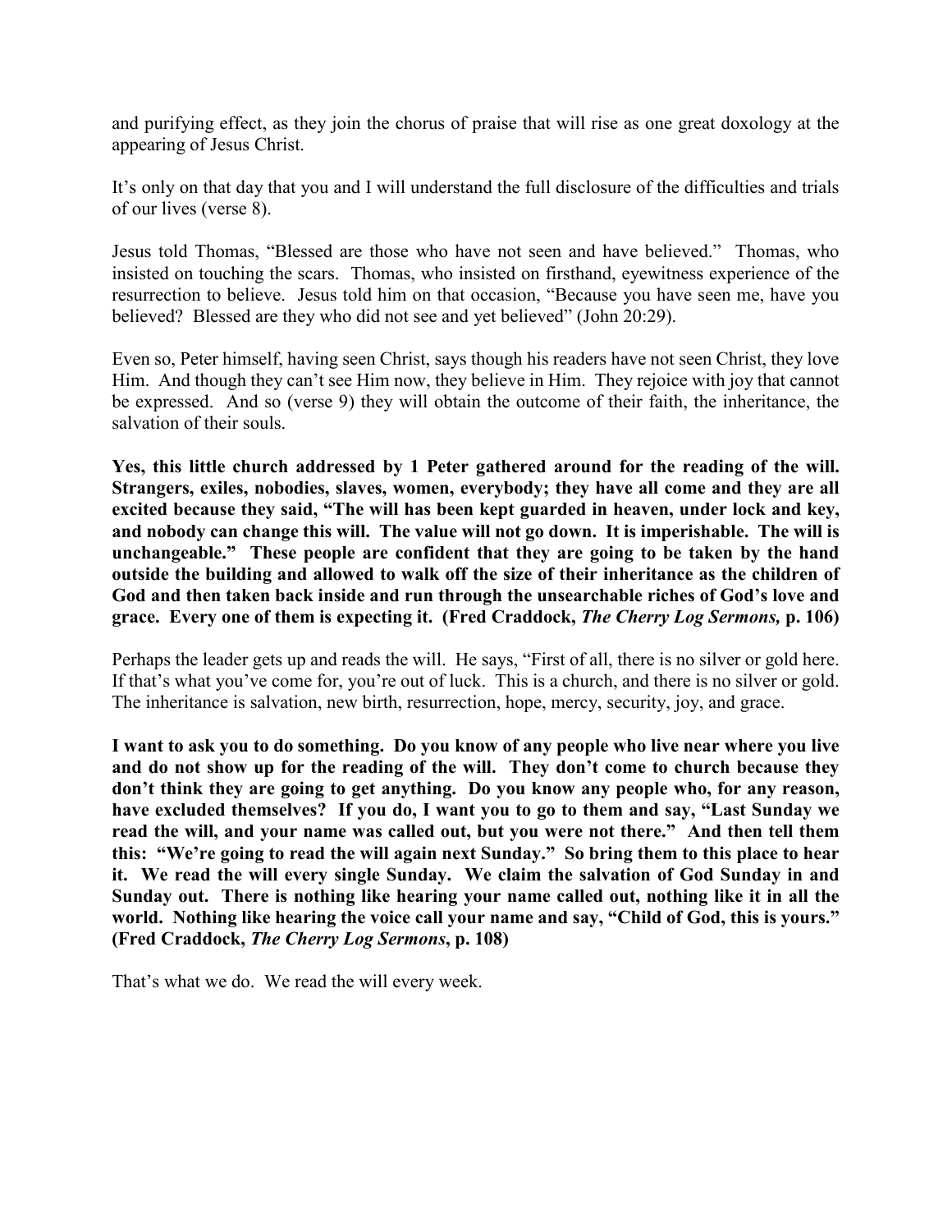and purifying effect, as they join the chorus of praise that will rise as one great doxology at the appearing of Jesus Christ.

It's only on that day that you and I will understand the full disclosure of the difficulties and trials of our lives (verse 8).

Jesus told Thomas, "Blessed are those who have not seen and have believed." Thomas, who insisted on touching the scars. Thomas, who insisted on firsthand, eyewitness experience of the resurrection to believe. Jesus told him on that occasion, "Because you have seen me, have you believed? Blessed are they who did not see and yet believed" (John 20:29).

Even so, Peter himself, having seen Christ, says though his readers have not seen Christ, they love Him. And though they can't see Him now, they believe in Him. They rejoice with joy that cannot be expressed. And so (verse 9) they will obtain the outcome of their faith, the inheritance, the salvation of their souls.

**Yes, this little church addressed by 1 Peter gathered around for the reading of the will. Strangers, exiles, nobodies, slaves, women, everybody; they have all come and they are all excited because they said, "The will has been kept guarded in heaven, under lock and key, and nobody can change this will. The value will not go down. It is imperishable. The will is unchangeable." These people are confident that they are going to be taken by the hand outside the building and allowed to walk off the size of their inheritance as the children of God and then taken back inside and run through the unsearchable riches of God's love and grace. Every one of them is expecting it. (Fred Craddock, *The Cherry Log Sermons,* p. 106)**

Perhaps the leader gets up and reads the will. He says, "First of all, there is no silver or gold here. If that's what you've come for, you're out of luck. This is a church, and there is no silver or gold. The inheritance is salvation, new birth, resurrection, hope, mercy, security, joy, and grace.

**I want to ask you to do something. Do you know of any people who live near where you live and do not show up for the reading of the will. They don't come to church because they don't think they are going to get anything. Do you know any people who, for any reason, have excluded themselves? If you do, I want you to go to them and say, "Last Sunday we read the will, and your name was called out, but you were not there." And then tell them this: "We're going to read the will again next Sunday." So bring them to this place to hear it. We read the will every single Sunday. We claim the salvation of God Sunday in and Sunday out. There is nothing like hearing your name called out, nothing like it in all the world. Nothing like hearing the voice call your name and say, "Child of God, this is yours." (Fred Craddock, *The Cherry Log Sermons*, p. 108)**

That's what we do. We read the will every week.